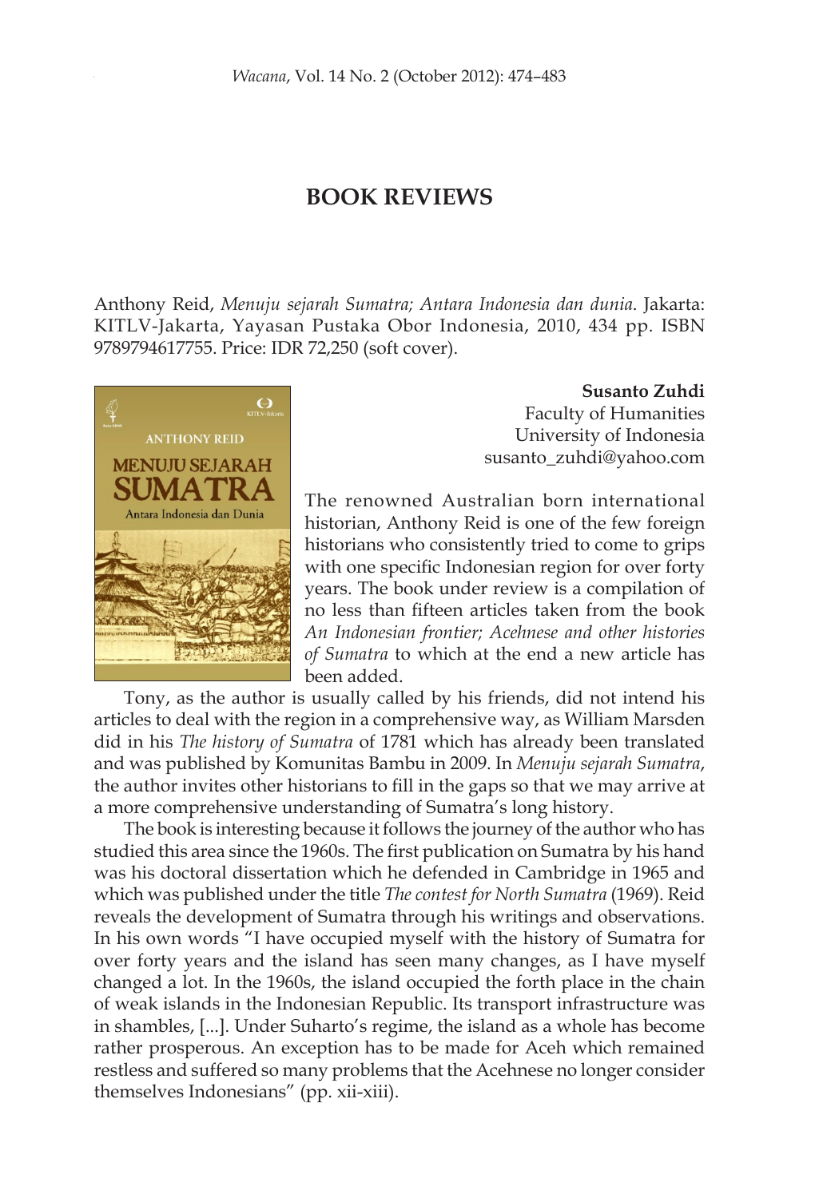# BOOK REVIEWS

Anthony Reid, *Menuju sejarah Sumatra; Antara Indonesia dan dunia*. Jakarta: KITLV-Jakarta, Yayasan Pustaka Obor Indonesia, 2010, 434 pp. ISBN 9789794617755. Price: IDR 72,250 (soft cover).

**Susanto Zuhdi**
Faculty of Humanities
University of Indonesia
susanto_zuhdi@yahoo.com

The renowned Australian born international historian, Anthony Reid is one of the few foreign historians who consistently tried to come to grips with one specific Indonesian region for over forty years. The book under review is a compilation of no less than fifteen articles taken from the book *An Indonesian frontier; Acehnese and other histories of Sumatra* to which at the end a new article has been added.

Tony, as the author is usually called by his friends, did not intend his articles to deal with the region in a comprehensive way, as William Marsden did in his *The history of Sumatra* of 1781 which has already been translated and was published by Komunitas Bambu in 2009. In *Menuju sejarah Sumatra*, the author invites other historians to fill in the gaps so that we may arrive at a more comprehensive understanding of Sumatra's long history.

The book is interesting because it follows the journey of the author who has studied this area since the 1960s. The first publication on Sumatra by his hand was his doctoral dissertation which he defended in Cambridge in 1965 and which was published under the title *The contest for North Sumatra* (1969). Reid reveals the development of Sumatra through his writings and observations. In his own words "I have occupied myself with the history of Sumatra for over forty years and the island has seen many changes, as I have myself changed a lot. In the 1960s, the island occupied the forth place in the chain of weak islands in the Indonesian Republic. Its transport infrastructure was in shambles, [...]. Under Suharto's regime, the island as a whole has become rather prosperous. An exception has to be made for Aceh which remained restless and suffered so many problems that the Acehnese no longer consider themselves Indonesians" (pp. xii-xiii).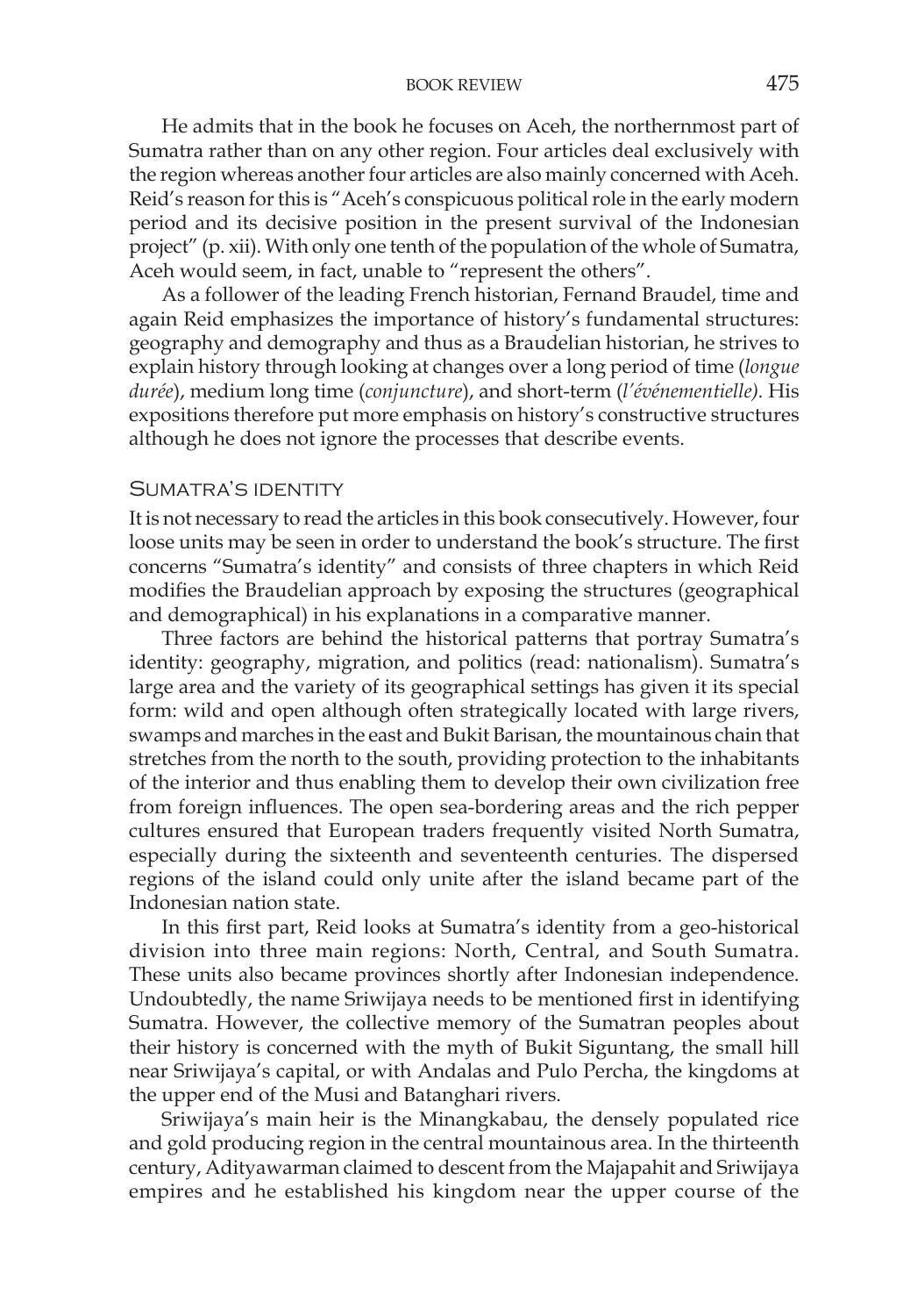He admits that in the book he focuses on Aceh, the northernmost part of Sumatra rather than on any other region. Four articles deal exclusively with the region whereas another four articles are also mainly concerned with Aceh. Reid's reason for this is "Aceh's conspicuous political role in the early modern period and its decisive position in the present survival of the Indonesian project" (p. xii). With only one tenth of the population of the whole of Sumatra, Aceh would seem, in fact, unable to "represent the others".

As a follower of the leading French historian, Fernand Braudel, time and again Reid emphasizes the importance of history's fundamental structures: geography and demography and thus as a Braudelian historian, he strives to explain history through looking at changes over a long period of time (*longue durée*), medium long time (*conjuncture*), and short-term (*l'événementielle).* His expositions therefore put more emphasis on history's constructive structures although he does not ignore the processes that describe events.

## Sumatra's identity

It is not necessary to read the articles in this book consecutively. However, four loose units may be seen in order to understand the book's structure. The first concerns "Sumatra's identity" and consists of three chapters in which Reid modifies the Braudelian approach by exposing the structures (geographical and demographical) in his explanations in a comparative manner.

Three factors are behind the historical patterns that portray Sumatra's identity: geography, migration, and politics (read: nationalism). Sumatra's large area and the variety of its geographical settings has given it its special form: wild and open although often strategically located with large rivers, swamps and marches in the east and Bukit Barisan, the mountainous chain that stretches from the north to the south, providing protection to the inhabitants of the interior and thus enabling them to develop their own civilization free from foreign influences. The open sea-bordering areas and the rich pepper cultures ensured that European traders frequently visited North Sumatra, especially during the sixteenth and seventeenth centuries. The dispersed regions of the island could only unite after the island became part of the Indonesian nation state.

In this first part, Reid looks at Sumatra's identity from a geo-historical division into three main regions: North, Central, and South Sumatra. These units also became provinces shortly after Indonesian independence. Undoubtedly, the name Sriwijaya needs to be mentioned first in identifying Sumatra. However, the collective memory of the Sumatran peoples about their history is concerned with the myth of Bukit Siguntang, the small hill near Sriwijaya's capital, or with Andalas and Pulo Percha, the kingdoms at the upper end of the Musi and Batanghari rivers.

Sriwijaya's main heir is the Minangkabau, the densely populated rice and gold producing region in the central mountainous area. In the thirteenth century, Adityawarman claimed to descent from the Majapahit and Sriwijaya empires and he established his kingdom near the upper course of the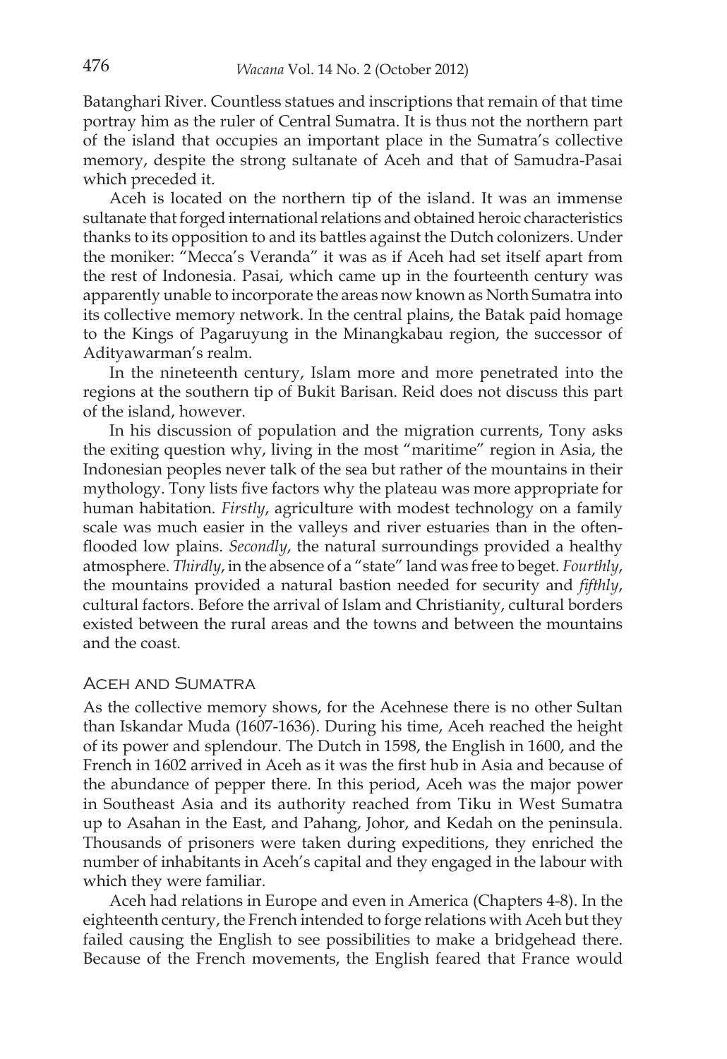Batanghari River. Countless statues and inscriptions that remain of that time portray him as the ruler of Central Sumatra. It is thus not the northern part of the island that occupies an important place in the Sumatra's collective memory, despite the strong sultanate of Aceh and that of Samudra-Pasai which preceded it.

Aceh is located on the northern tip of the island. It was an immense sultanate that forged international relations and obtained heroic characteristics thanks to its opposition to and its battles against the Dutch colonizers. Under the moniker: "Mecca's Veranda" it was as if Aceh had set itself apart from the rest of Indonesia. Pasai, which came up in the fourteenth century was apparently unable to incorporate the areas now known as North Sumatra into its collective memory network. In the central plains, the Batak paid homage to the Kings of Pagaruyung in the Minangkabau region, the successor of Adityawarman's realm.

In the nineteenth century, Islam more and more penetrated into the regions at the southern tip of Bukit Barisan. Reid does not discuss this part of the island, however.

In his discussion of population and the migration currents, Tony asks the exiting question why, living in the most "maritime" region in Asia, the Indonesian peoples never talk of the sea but rather of the mountains in their mythology. Tony lists five factors why the plateau was more appropriate for human habitation. *Firstly*, agriculture with modest technology on a family scale was much easier in the valleys and river estuaries than in the often-flooded low plains. *Secondly*, the natural surroundings provided a healthy atmosphere. *Thirdly*, in the absence of a "state" land was free to beget. *Fourthly*, the mountains provided a natural bastion needed for security and *fifthly*, cultural factors. Before the arrival of Islam and Christianity, cultural borders existed between the rural areas and the towns and between the mountains and the coast.

## Aceh and Sumatra

As the collective memory shows, for the Acehnese there is no other Sultan than Iskandar Muda (1607-1636). During his time, Aceh reached the height of its power and splendour. The Dutch in 1598, the English in 1600, and the French in 1602 arrived in Aceh as it was the first hub in Asia and because of the abundance of pepper there. In this period, Aceh was the major power in Southeast Asia and its authority reached from Tiku in West Sumatra up to Asahan in the East, and Pahang, Johor, and Kedah on the peninsula. Thousands of prisoners were taken during expeditions, they enriched the number of inhabitants in Aceh's capital and they engaged in the labour with which they were familiar.

Aceh had relations in Europe and even in America (Chapters 4-8). In the eighteenth century, the French intended to forge relations with Aceh but they failed causing the English to see possibilities to make a bridgehead there. Because of the French movements, the English feared that France would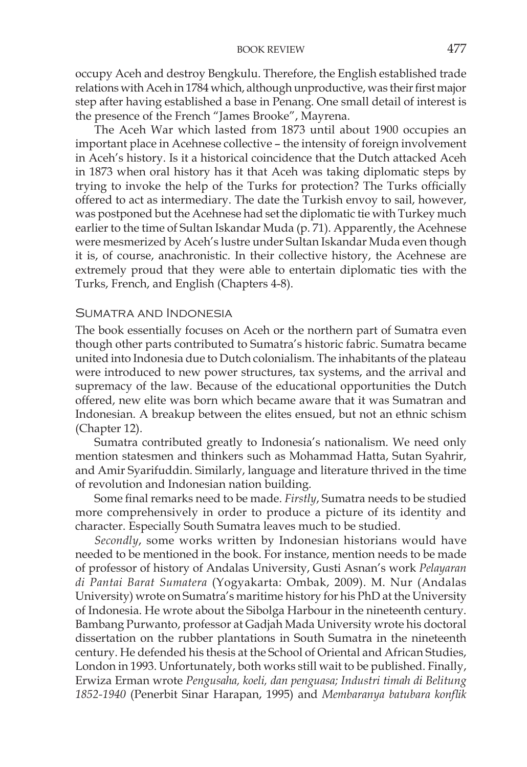occupy Aceh and destroy Bengkulu. Therefore, the English established trade relations with Aceh in 1784 which, although unproductive, was their first major step after having established a base in Penang. One small detail of interest is the presence of the French "James Brooke", Mayrena.

The Aceh War which lasted from 1873 until about 1900 occupies an important place in Acehnese collective – the intensity of foreign involvement in Aceh's history. Is it a historical coincidence that the Dutch attacked Aceh in 1873 when oral history has it that Aceh was taking diplomatic steps by trying to invoke the help of the Turks for protection? The Turks officially offered to act as intermediary. The date the Turkish envoy to sail, however, was postponed but the Acehnese had set the diplomatic tie with Turkey much earlier to the time of Sultan Iskandar Muda (p. 71). Apparently, the Acehnese were mesmerized by Aceh's lustre under Sultan Iskandar Muda even though it is, of course, anachronistic. In their collective history, the Acehnese are extremely proud that they were able to entertain diplomatic ties with the Turks, French, and English (Chapters 4-8).

## Sumatra and Indonesia

The book essentially focuses on Aceh or the northern part of Sumatra even though other parts contributed to Sumatra's historic fabric. Sumatra became united into Indonesia due to Dutch colonialism. The inhabitants of the plateau were introduced to new power structures, tax systems, and the arrival and supremacy of the law. Because of the educational opportunities the Dutch offered, new elite was born which became aware that it was Sumatran and Indonesian. A breakup between the elites ensued, but not an ethnic schism (Chapter 12).

Sumatra contributed greatly to Indonesia's nationalism. We need only mention statesmen and thinkers such as Mohammad Hatta, Sutan Syahrir, and Amir Syarifuddin. Similarly, language and literature thrived in the time of revolution and Indonesian nation building.

Some final remarks need to be made. *Firstly*, Sumatra needs to be studied more comprehensively in order to produce a picture of its identity and character. Especially South Sumatra leaves much to be studied.

*Secondly*, some works written by Indonesian historians would have needed to be mentioned in the book. For instance, mention needs to be made of professor of history of Andalas University, Gusti Asnan's work *Pelayaran di Pantai Barat Sumatera* (Yogyakarta: Ombak, 2009). M. Nur (Andalas University) wrote on Sumatra's maritime history for his PhD at the University of Indonesia. He wrote about the Sibolga Harbour in the nineteenth century. Bambang Purwanto, professor at Gadjah Mada University wrote his doctoral dissertation on the rubber plantations in South Sumatra in the nineteenth century. He defended his thesis at the School of Oriental and African Studies, London in 1993. Unfortunately, both works still wait to be published. Finally, Erwiza Erman wrote *Pengusaha, koeli, dan penguasa; Industri timah di Belitung 1852-1940* (Penerbit Sinar Harapan, 1995) and *Membaranya batubara konflik*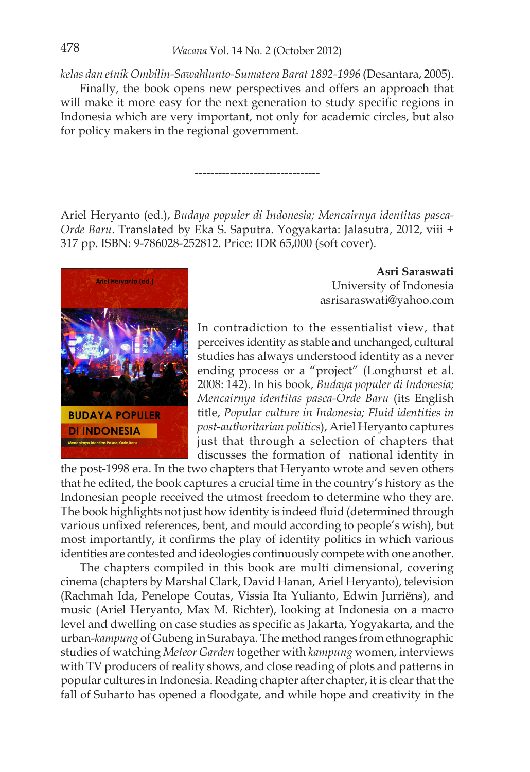*kelas dan etnik Ombilin-Sawahlunto-Sumatera Barat 1892-1996* (Desantara, 2005).

Finally, the book opens new perspectives and offers an approach that will make it more easy for the next generation to study specific regions in Indonesia which are very important, not only for academic circles, but also for policy makers in the regional government.

--------------------------------

Ariel Heryanto (ed.), *Budaya populer di Indonesia; Mencairnya identitas pasca-Orde Baru*. Translated by Eka S. Saputra. Yogyakarta: Jalasutra, 2012, viii + 317 pp. ISBN: 9-786028-252812. Price: IDR 65,000 (soft cover).

**Asri Saraswati**
University of Indonesia
asrisaraswati@yahoo.com

In contradiction to the essentialist view, that perceives identity as stable and unchanged, cultural studies has always understood identity as a never ending process or a "project" (Longhurst et al. 2008: 142). In his book, *Budaya populer di Indonesia; Mencairnya identitas pasca-Orde Baru* (its English title, *Popular culture in Indonesia; Fluid identities in post-authoritarian politics*), Ariel Heryanto captures just that through a selection of chapters that discusses the formation of national identity in the post-1998 era. In the two chapters that Heryanto wrote and seven others that he edited, the book captures a crucial time in the country's history as the Indonesian people received the utmost freedom to determine who they are. The book highlights not just how identity is indeed fluid (determined through various unfixed references, bent, and mould according to people's wish), but most importantly, it confirms the play of identity politics in which various identities are contested and ideologies continuously compete with one another.

The chapters compiled in this book are multi dimensional, covering cinema (chapters by Marshal Clark, David Hanan, Ariel Heryanto), television (Rachmah Ida, Penelope Coutas, Vissia Ita Yulianto, Edwin Jurriëns), and music (Ariel Heryanto, Max M. Richter), looking at Indonesia on a macro level and dwelling on case studies as specific as Jakarta, Yogyakarta, and the urban-*kampung* of Gubeng in Surabaya. The method ranges from ethnographic studies of watching *Meteor Garden* together with *kampung* women, interviews with TV producers of reality shows, and close reading of plots and patterns in popular cultures in Indonesia. Reading chapter after chapter, it is clear that the fall of Suharto has opened a floodgate, and while hope and creativity in the